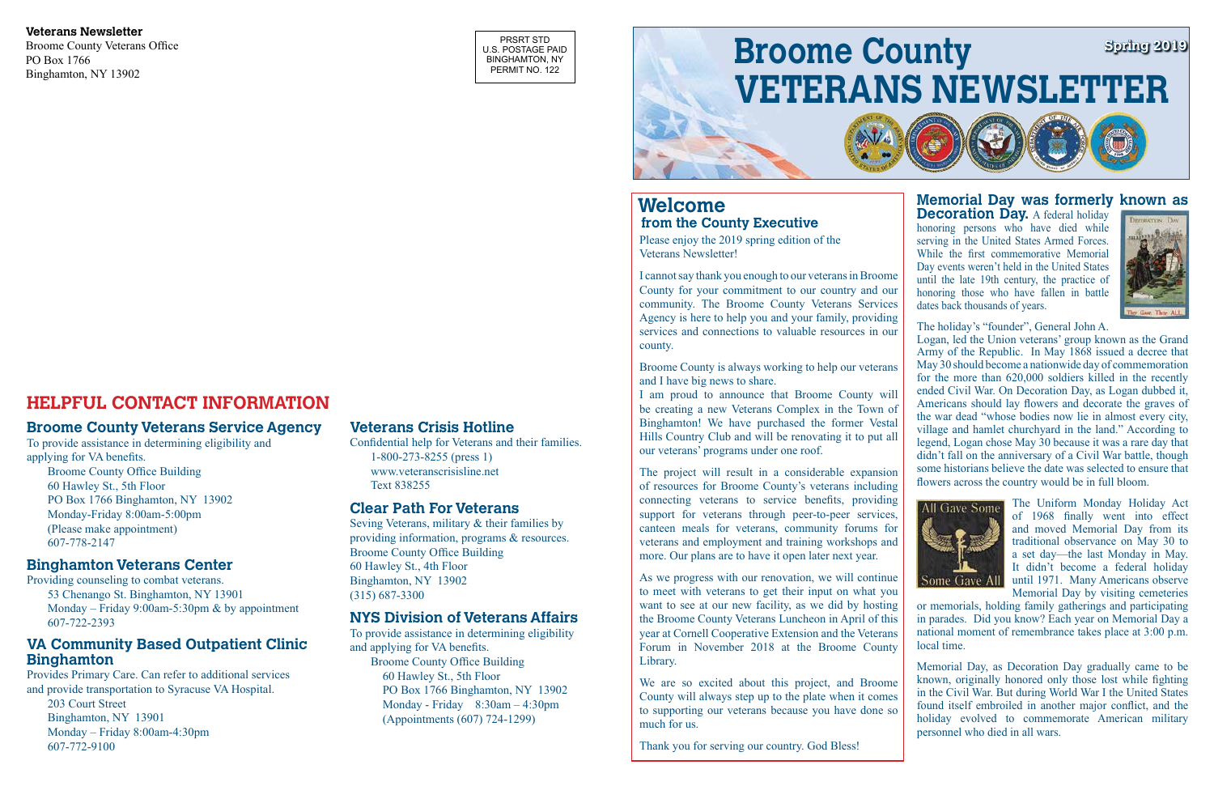**Veterans Newsletter**
Broome County Veterans Office
PO Box 1766
Binghamton, NY 13902

PRSRT STD
U.S. POSTAGE PAID
BINGHAMTON, NY
PERMIT NO. 122

# HELPFUL CONTACT INFORMATION

## Broome County Veterans Service Agency

To provide assistance in determining eligibility and applying for VA benefits.

Broome County Office Building
60 Hawley St., 5th Floor
PO Box 1766 Binghamton, NY 13902
Monday-Friday 8:00am-5:00pm
(Please make appointment)
607-778-2147

## Binghamton Veterans Center

Providing counseling to combat veterans.

53 Chenango St. Binghamton, NY 13901
Monday – Friday 9:00am-5:30pm & by appointment
607-722-2393

## VA Community Based Outpatient Clinic Binghamton

Provides Primary Care. Can refer to additional services and provide transportation to Syracuse VA Hospital.

203 Court Street
Binghamton, NY 13901
Monday – Friday 8:00am-4:30pm
607-772-9100

## Veterans Crisis Hotline

Confidential help for Veterans and their families.

1-800-273-8255 (press 1)
www.veteranscrisisline.net
Text 838255

## Clear Path For Veterans

Seving Veterans, military & their families by providing information, programs & resources.
Broome County Office Building
60 Hawley St., 4th Floor
Binghamton, NY 13902
(315) 687-3300

## NYS Division of Veterans Affairs

To provide assistance in determining eligibility and applying for VA benefits.

Broome County Office Building
60 Hawley St., 5th Floor
PO Box 1766 Binghamton, NY 13902
Monday - Friday 8:30am – 4:30pm
(Appointments (607) 724-1299)

# Broome County VETERANS NEWSLETTER

**Spring 2019**

## Welcome
### from the County Executive

Please enjoy the 2019 spring edition of the Veterans Newsletter!

I cannot say thank you enough to our veterans in Broome County for your commitment to our country and our community. The Broome County Veterans Services Agency is here to help you and your family, providing services and connections to valuable resources in our county.

Broome County is always working to help our veterans and I have big news to share.

I am proud to announce that Broome County will be creating a new Veterans Complex in the Town of Binghamton! We have purchased the former Vestal Hills Country Club and will be renovating it to put all our veterans' programs under one roof.

The project will result in a considerable expansion of resources for Broome County's veterans including connecting veterans to service benefits, providing support for veterans through peer-to-peer services, canteen meals for veterans, community forums for veterans and employment and training workshops and more. Our plans are to have it open later next year.

As we progress with our renovation, we will continue to meet with veterans to get their input on what you want to see at our new facility, as we did by hosting the Broome County Veterans Luncheon in April of this year at Cornell Cooperative Extension and the Veterans Forum in November 2018 at the Broome County Library.

We are so excited about this project, and Broome County will always step up to the plate when it comes to supporting our veterans because you have done so much for us.

Thank you for serving our country. God Bless!

## Memorial Day was formerly known as Decoration Day.

A federal holiday honoring persons who have died while serving in the United States Armed Forces. While the first commemorative Memorial Day events weren't held in the United States until the late 19th century, the practice of honoring those who have fallen in battle dates back thousands of years.

The holiday's "founder", General John A. Logan, led the Union veterans' group known as the Grand Army of the Republic. In May 1868 issued a decree that May 30 should become a nationwide day of commemoration for the more than 620,000 soldiers killed in the recently ended Civil War. On Decoration Day, as Logan dubbed it, Americans should lay flowers and decorate the graves of the war dead "whose bodies now lie in almost every city, village and hamlet churchyard in the land." According to legend, Logan chose May 30 because it was a rare day that didn't fall on the anniversary of a Civil War battle, though some historians believe the date was selected to ensure that flowers across the country would be in full bloom.

The Uniform Monday Holiday Act of 1968 finally went into effect and moved Memorial Day from its traditional observance on May 30 to a set day—the last Monday in May. It didn't become a federal holiday until 1971. Many Americans observe Memorial Day by visiting cemeteries or memorials, holding family gatherings and participating in parades. Did you know? Each year on Memorial Day a national moment of remembrance takes place at 3:00 p.m. local time.

Memorial Day, as Decoration Day gradually came to be known, originally honored only those lost while fighting in the Civil War. But during World War I the United States found itself embroiled in another major conflict, and the holiday evolved to commemorate American military personnel who died in all wars.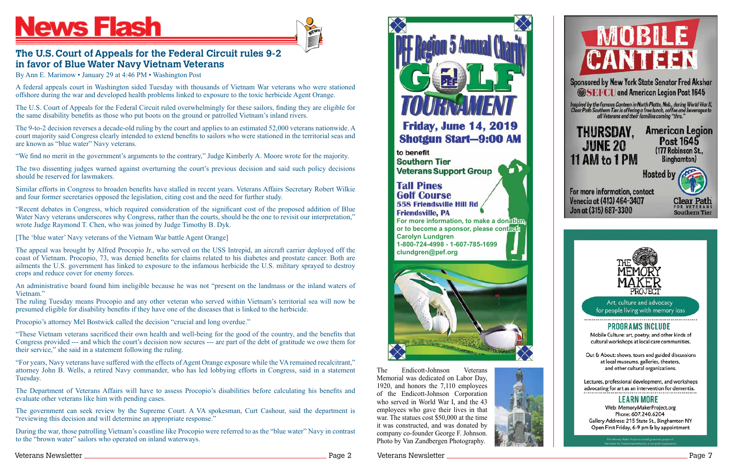# News Flash

## The U.S. Court of Appeals for the Federal Circuit rules 9-2 in favor of Blue Water Navy Vietnam Veterans

By Ann E. Marimow • January 29 at 4:46 PM • Washington Post

A federal appeals court in Washington sided Tuesday with thousands of Vietnam War veterans who were stationed offshore during the war and developed health problems linked to exposure to the toxic herbicide Agent Orange.

The U.S. Court of Appeals for the Federal Circuit ruled overwhelmingly for these sailors, finding they are eligible for the same disability benefits as those who put boots on the ground or patrolled Vietnam's inland rivers.

The 9-to-2 decision reverses a decade-old ruling by the court and applies to an estimated 52,000 veterans nationwide. A court majority said Congress clearly intended to extend benefits to sailors who were stationed in the territorial seas and are known as "blue water" Navy veterans.

"We find no merit in the government's arguments to the contrary," Judge Kimberly A. Moore wrote for the majority.

The two dissenting judges warned against overturning the court's previous decision and said such policy decisions should be reserved for lawmakers.

Similar efforts in Congress to broaden benefits have stalled in recent years. Veterans Affairs Secretary Robert Wilkie and four former secretaries opposed the legislation, citing cost and the need for further study.

"Recent debates in Congress, which required consideration of the significant cost of the proposed addition of Blue Water Navy veterans underscores why Congress, rather than the courts, should be the one to revisit our interpretation," wrote Judge Raymond T. Chen, who was joined by Judge Timothy B. Dyk.

[The 'blue water' Navy veterans of the Vietnam War battle Agent Orange]

The appeal was brought by Alfred Procopio Jr., who served on the USS Intrepid, an aircraft carrier deployed off the coast of Vietnam. Procopio, 73, was denied benefits for claims related to his diabetes and prostate cancer. Both are ailments the U.S. government has linked to exposure to the infamous herbicide the U.S. military sprayed to destroy crops and reduce cover for enemy forces.

An administrative board found him ineligible because he was not "present on the landmass or the inland waters of Vietnam."

The ruling Tuesday means Procopio and any other veteran who served within Vietnam's territorial sea will now be presumed eligible for disability benefits if they have one of the diseases that is linked to the herbicide.

Procopio's attorney Mel Bostwick called the decision "crucial and long overdue."

"These Vietnam veterans sacrificed their own health and well-being for the good of the country, and the benefits that Congress provided --- and which the court's decision now secures --- are part of the debt of gratitude we owe them for their service," she said in a statement following the ruling.

"For years, Navy veterans have suffered with the effects of Agent Orange exposure while the VA remained recalcitrant," attorney John B. Wells, a retired Navy commander, who has led lobbying efforts in Congress, said in a statement Tuesday.

The Department of Veterans Affairs will have to assess Procopio's disabilities before calculating his benefits and evaluate other veterans like him with pending cases.

The government can seek review by the Supreme Court. A VA spokesman, Curt Cashour, said the department is "reviewing this decision and will determine an appropriate response."

During the war, those patrolling Vietnam's coastline like Procopio were referred to as the "blue water" Navy in contrast to the "brown water" sailors who operated on inland waterways.

---

## PEF Region 5 Annual Charity GOLF TOURNAMENT

**Friday, June 14, 2019**
**Shotgun Start—9:00 AM**

to benefit
**Southern Tier Veterans Support Group**

**Tall Pines Golf Course**
**558 Friendsville Hill Rd**
**Friendsville, PA**

**For more information, to make a donation, or to become a sponsor, please contact:**
**Carolyn Lundgren**
**1-800-724-4998 - 1-607-785-1699**
**clundgren@pef.org**

---

The Endicott-Johnson Veterans Memorial was dedicated on Labor Day, 1920, and honors the 7,110 employees of the Endicott-Johnson Corporation who served in World War I, and the 43 employees who gave their lives in that war. The statues cost $50,000 at the time it was constructed, and was donated by company co-founder George F. Johnson. Photo by Van Zandbergen Photography.

---

## MOBILE CANTEEN

**Sponsored by New York State Senator Fred Akshar SEFCU and American Legion Post 1645**

*Inspired by the famous Canteen in North Platte, Neb., during World War II, Clear Path Southern Tier is offering a free lunch, coffee and beverages to all Veterans and their families coming "thru."*

**THURSDAY, JUNE 20**
**11 AM to 1 PM**

**American Legion Post 1645**
(177 Robinson St., Binghamton)

**Hosted by** Clear Path for Veterans Southern Tier

For more information, contact
Venecia at (413) 464-3407
Jon at (315) 687-3300

---

## THE MEMORY MAKER PROJECT

Art, culture and advocacy for people living with memory loss

### PROGRAMS INCLUDE

Mobile Culture: art, poetry, and other kinds of cultural workshops at local care communities.

Out & About: shows, tours and guided discussions at local museums, galleries, theaters, and other cultural organizations.

Lectures, professional development, and workshops advocating for art as an intervention for dementia.

### LEARN MORE

Web: MemoryMakerProject.org
Phone: 607.240.6204
Gallery Address: 215 State St., Binghamton NY
Open First Friday, 6-9 pm & by appointment

The Memory Maker Project is a small grassroots project of The Center for Transformative Action, a non-profit organization.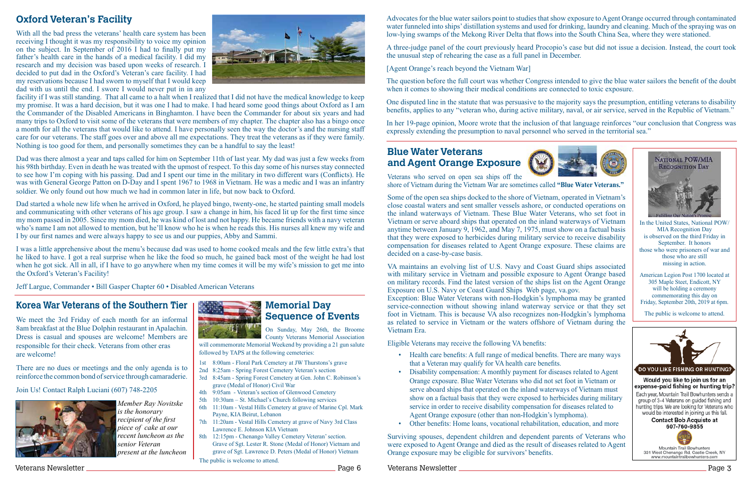## Oxford Veteran's Facility

With all the bad press the veterans' health care system has been receiving I thought it was my responsibility to voice my opinion on the subject. In September of 2016 I had to finally put my father's health care in the hands of a medical facility. I did my research and my decision was based upon weeks of research. I decided to put dad in the Oxford's Veteran's care facility. I had my reservations because I had sworn to myself that I would keep dad with us until the end. I swore I would never put in in any facility if I was still standing. That all came to a halt when I realized that I did not have the medical knowledge to keep my promise. It was a hard decision, but it was one I had to make. I had heard some good things about Oxford as I am the Commander of the Disabled Americans in Binghamton. I have been the Commander for about six years and had many trips to Oxford to visit some of the veterans that were members of my chapter. The chapter also has a bingo once a month for all the veterans that would like to attend. I have personally seen the way the doctor's and the nursing staff care for our veterans. The staff goes over and above all me expectations. They treat the veterans as if they were family. Nothing is too good for them, and personally sometimes they can be a handful to say the least!

Dad was there almost a year and taps called for him on September 11th of last year. My dad was just a few weeks from his 98th birthday. Even in death he was treated with the upmost of respect. To this day some of his nurses stay connected to see how I'm coping with his passing. Dad and I spent our time in the military in two different wars (Conflicts). He was with General George Patton on D-Day and I spent 1967 to 1968 in Vietnam. He was a medic and I was an infantry soldier. We only found out how much we had in common later in life, but now back to Oxford.

Dad started a whole new life when he arrived in Oxford, he played bingo, twenty-one, he started painting small models and communicating with other veterans of his age group. I saw a change in him, his faced lit up for the first time since my mom passed in 2005. Since my mom died, he was kind of lost and not happy. He became friends with a navy veteran who's name I am not allowed to mention, but he'll know who he is when he reads this. His nurses all knew my wife and I by our first names and were always happy to see us and our puppies, Abby and Sammi.

I was a little apprehensive about the menu's because dad was used to home cooked meals and the few little extra's that he liked to have. I got a real surprise when he like the food so much, he gained back most of the weight he had lost when he got sick. All in all, if I have to go anywhere when my time comes it will be my wife's mission to get me into the Oxford's Veteran's Facility!

Jeff Largue, Commander • Bill Gasper Chapter 60 • Disabled American Veterans

## Korea War Veterans of the Southern Tier

We meet the 3rd Friday of each month for an informal 8am breakfast at the Blue Dolphin restaurant in Apalachin. Dress is casual and spouses are welcome! Members are responsible for their check. Veterans from other eras are welcome!

There are no dues or meetings and the only agenda is to reinforce the common bond of service through camaraderie.

Join Us! Contact Ralph Luciani (607) 748-2205

*Member Ray Novitske is the honorary recipient of the first piece of cake at our recent luncheon as the senior Veteran present at the luncheon*

## Memorial Day Sequence of Events

On Sunday, May 26th, the Broome County Veterans Memorial Association will commemorate Memorial Weekend by providing a 21 gun salute followed by TAPS at the following cemeteries:

- 1st 8:00am - Floral Park Cemetery at JW Thurstons's grave
- 2nd 8:25am - Spring Forest Cemetery Veteran's section
- 3rd 8:45am - Spring Forest Cemetery at Gen. John C. Robinson's grave (Medal of Honor) Civil War
- 4th 9:05am - Veteran's section of Glenwood Cemetery
- 5th 10:30am – St. Michael's Church following services
- 6th 11:10am - Vestal Hills Cemetery at grave of Marine Cpl. Mark Payne, KIA Beirut, Lebanon
- 7th 11:20am - Vestal Hills Cemetery at grave of Navy 3rd Class Lawrence E. Johnson KIA Vietnam
- 8th 12:15pm - Chenango Valley Cemetery Veteran' section. Grave of Sgt. Lester R. Stone (Medal of Honor) Vietnam and grave of Sgt. Lawrence D. Peters (Medal of Honor) Vietnam

The public is welcome to attend.

Advocates for the blue water sailors point to studies that show exposure to Agent Orange occurred through contaminated water funneled into ships' distillation systems and used for drinking, laundry and cleaning. Much of the spraying was on low-lying swamps of the Mekong River Delta that flows into the South China Sea, where they were stationed.

A three-judge panel of the court previously heard Procopio's case but did not issue a decision. Instead, the court took the unusual step of rehearing the case as a full panel in December.

[Agent Orange's reach beyond the Vietnam War]

The question before the full court was whether Congress intended to give the blue water sailors the benefit of the doubt when it comes to showing their medical conditions are connected to toxic exposure.

One disputed line in the statute that was persuasive to the majority says the presumption, entitling veterans to disability benefits, applies to any "veteran who, during active military, naval, or air service, served in the Republic of Vietnam."

In her 19-page opinion, Moore wrote that the inclusion of that language reinforces "our conclusion that Congress was expressly extending the presumption to naval personnel who served in the territorial sea."

## Blue Water Veterans and Agent Orange Exposure

Veterans who served on open sea ships off the shore of Vietnam during the Vietnam War are sometimes called **"Blue Water Veterans."**

Some of the open sea ships docked to the shore of Vietnam, operated in Vietnam's close coastal waters and sent smaller vessels ashore, or conducted operations on the inland waterways of Vietnam. These Blue Water Veterans, who set foot in Vietnam or serve aboard ships that operated on the inland waterways of Vietnam anytime between January 9, 1962, and May 7, 1975, must show on a factual basis that they were exposed to herbicides during military service to receive disability compensation for diseases related to Agent Orange exposure. These claims are decided on a case-by-case basis.

VA maintains an evolving list of U.S. Navy and Coast Guard ships associated with military service in Vietnam and possible exposure to Agent Orange based on military records. Find the latest version of the ships list on the Agent Orange Exposure on U.S. Navy or Coast Guard Ships Web page, va.gov.

Exception: Blue Water Veterans with non-Hodgkin's lymphoma may be granted service-connection without showing inland waterway service or that they set foot in Vietnam. This is because VA also recognizes non-Hodgkin's lymphoma as related to service in Vietnam or the waters offshore of Vietnam during the Vietnam Era.

Eligible Veterans may receive the following VA benefits:

- Health care benefits: A full range of medical benefits. There are many ways that a Veteran may qualify for VA health care benefits.
- Disability compensation: A monthly payment for diseases related to Agent Orange exposure. Blue Water Veterans who did not set foot in Vietnam or serve aboard ships that operated on the inland waterways of Vietnam must show on a factual basis that they were exposed to herbicides during military service in order to receive disability compensation for diseases related to Agent Orange exposure (other than non-Hodgkin's lymphoma).
- Other benefits: Home loans, vocational rehabilitation, education, and more

Surviving spouses, dependent children and dependent parents of Veterans who were exposed to Agent Orange and died as the result of diseases related to Agent Orange exposure may be eligible for survivors' benefits.

NATIONAL POW/MIA RECOGNITION DAY

In the United States, National POW/MIA Recognition Day is observed on the third Friday in September. It honors those who were prisoners of war and those who are still missing in action.

American Legion Post 1700 located at 305 Maple Steet, Endicott, NY will be holding a ceremony commemorating this day on Friday, September 20th, 2019 at 6pm.

The public is welcome to attend.

**DO YOU LIKE FISHING OR HUNTING?**

**Would you like to join us for an expense-paid fishing or hunting trip?**

Each year, Mountain Trail Bowhunters sends a group of 3-4 Veterans on guided fishing and hunting trips. We are looking for Veterans who would be interested in joining us this fall.

**Contact Bob Acquisto at 607-760-9855**

Mountain Trail Bowhunters
331 West Chenango Rd. Castle Creek, NY
www.mountaintrailbowhunters.com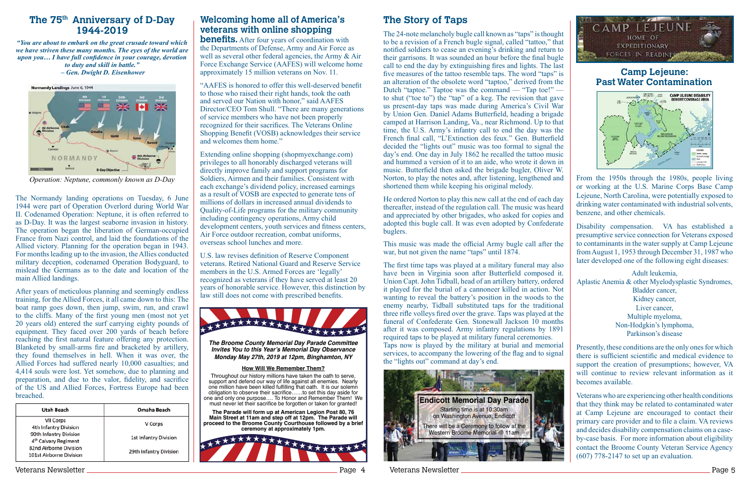## The 75th Anniversary of D-Day 1944-2019

***"You are about to embark on the great crusade toward which we have striven these many months. The eyes of the world are upon you… I have full confidence in your courage, devotion to duty and skill in battle." – Gen. Dwight D. Eisenhower***

Normandy Landings June 6, 1944

4th Division
1st Division
50th Division
3rd Division
3rd Division
82 Airborne Division
Utah
Omaha
Gold
Juno
Sword
6th Airborne Division
NORMANDY
D-Day Objective

*Operation: Neptune, commonly known as D-Day*

The Normandy landing operations on Tuesday, 6 June 1944 were part of Operation Overlord during World War II. Codenamed Operation: Neptune, it is often referred to as D-Day. It was the largest seaborne invasion in history. The operation began the liberation of German-occupied France from Nazi control, and laid the foundations of the Allied victory. Planning for the operation began in 1943. For months leading up to the invasion, the Allies conducted military deception, codenamed Operation Bodyguard, to mislead the Germans as to the date and location of the main Allied landings.

After years of meticulous planning and seemingly endless training, for the Allied Forces, it all came down to this: The boat ramp goes down, then jump, swim, run, and crawl to the cliffs. Many of the first young men (most not yet 20 years old) entered the surf carrying eighty pounds of equipment. They faced over 200 yards of beach before reaching the first natural feature offering any protection. Blanketed by small-arms fire and bracketed by artillery, they found themselves in hell. When it was over, the Allied Forces had suffered nearly 10,000 casualties; and 4,414 souls were lost. Yet somehow, due to planning and preparation, and due to the valor, fidelity, and sacrifice of the US and Allied Forces, Fortress Europe had been breached.

| Utah Beach | Omaha Beach |
|---|---|
| VII Corps<br>4th Infantry Division | V Corps |
| 90th Infantry Division<br>4th Calvary Regiment | 1st Infantry Division |
| 82nd Airborne Division<br>101st Airborne Division | 29th Infantry Division |

## Welcoming home all of America's veterans with online shopping benefits.

After four years of coordination with the Departments of Defense, Army and Air Force as well as several other federal agencies, the Army & Air Force Exchange Service (AAFES) will welcome home approximately 15 million veterans on Nov. 11.

"AAFES is honored to offer this well-deserved benefit to those who raised their right hands, took the oath and served our Nation with honor," said AAFES Director/CEO Tom Shull. "There are many generations of service members who have not been properly recognized for their sacrifices. The Veterans Online Shopping Benefit (VOSB) acknowledges their service and welcomes them home."

Extending online shopping (shopmyexchange.com) privileges to all honorably discharged veterans will directly improve family and support programs for Soldiers, Airmen and their families. Consistent with each exchange's dividend policy, increased earnings as a result of VOSB are expected to generate tens of millions of dollars in increased annual dividends to Quality-of-Life programs for the military community including contingency operations, Army child development centers, youth services and fitness centers, Air Force outdoor recreation, combat uniforms, overseas school lunches and more.

U.S. law revises definition of Reserve Component veterans. Retired National Guard and Reserve Service members in the U.S. Armed Forces are 'legally' recognized as veterans if they have served at least 20 years of honorable service. However, this distinction by law still does not come with prescribed benefits.

***The Broome County Memorial Day Parade Committee Invites You to this Year's Memorial Day Observance Monday May 27th, 2019 at 12pm, Binghamton, NY***

**How Will We Remember Them?**

Throughout our history millions have taken the oath to serve, support and defend our way of life against all enemies. Nearly one million have been killed fulfilling that oath. It is our solemn obligation to observe their sacrifice……to set this day aside for one and only one purpose…. To Honor and Remember Them! We must never let their sacrifice be forgotten or taken for granted!

**The Parade will form up at American Legion Post 80, 76 Main Street at 11am and step off at 12pm. The Parade will proceed to the Broome County Courthouse followed by a brief ceremony at approximately 1pm.**

## The Story of Taps

The 24-note melancholy bugle call known as "taps" is thought to be a revision of a French bugle signal, called "tattoo," that notified soldiers to cease an evening's drinking and return to their garrisons. It was sounded an hour before the final bugle call to end the day by extinguishing fires and lights. The last five measures of the tattoo resemble taps. The word "taps" is an alteration of the obsolete word "taptoo," derived from the Dutch "taptoe." Taptoe was the command — "Tap toe!" — to shut ("toe to") the "tap" of a keg. The revision that gave us present-day taps was made during America's Civil War by Union Gen. Daniel Adams Butterfield, heading a brigade camped at Harrison Landing, Va., near Richmond. Up to that time, the U.S. Army's infantry call to end the day was the French final call, "L'Extinction des feux." Gen. Butterfield decided the "lights out" music was too formal to signal the day's end. One day in July 1862 he recalled the tattoo music and hummed a version of it to an aide, who wrote it down in music. Butterfield then asked the brigade bugler, Oliver W. Norton, to play the notes and, after listening, lengthened and shortened them while keeping his original melody.

He ordered Norton to play this new call at the end of each day thereafter, instead of the regulation call. The music was heard and appreciated by other brigades, who asked for copies and adopted this bugle call. It was even adopted by Confederate buglers.

This music was made the official Army bugle call after the war, but not given the name "taps" until 1874.

The first time taps was played at a military funeral may also have been in Virginia soon after Butterfield composed it. Union Capt. John Tidball, head of an artillery battery, ordered it played for the burial of a cannoneer killed in action. Not wanting to reveal the battery's position in the woods to the enemy nearby, Tidball substituted taps for the traditional three rifle volleys fired over the grave. Taps was played at the funeral of Confederate Gen. Stonewall Jackson 10 months after it was composed. Army infantry regulations by 1891 required taps to be played at military funeral ceremonies. Taps now is played by the military at burial and memorial services, to accompany the lowering of the flag and to signal the "lights out" command at day's end.

**Endicott Memorial Day Parade**

Starting time is at 10:30am on Washington Avenue, Endicott

There will be a Ceremony to follow at the Western Broome Memorial @ 11am

CAMP LEJEUNE
HOME OF EXPEDITIONARY FORCES IN READINESS

## Camp Lejeune: Past Water Contamination

CAMP LEJEUNE DISABILITY BENEFIT COVERAGE AREA

From the 1950s through the 1980s, people living or working at the U.S. Marine Corps Base Camp Lejeune, North Carolina, were potentially exposed to drinking water contaminated with industrial solvents, benzene, and other chemicals.

Disability compensation. VA has established a presumptive service connection for Veterans exposed to contaminants in the water supply at Camp Lejeune from August 1, 1953 through December 31, 1987 who later developed one of the following eight diseases:

Adult leukemia,
Aplastic Anemia & other Myelodysplastic Syndromes,
Bladder cancer,
Kidney cancer,
Liver cancer,
Multiple myeloma,
Non-Hodgkin's lymphoma,
Parkinson's disease

Presently, these conditions are the only ones for which there is sufficient scientific and medical evidence to support the creation of presumptions; however, VA will continue to review relevant information as it becomes available.

Veterans who are experiencing other health conditions that they think may be related to contaminated water at Camp Lejeune are encouraged to contact their primary care provider and to file a claim. VA reviews and decides disability compensation claims on a case-by-case basis. For more information about eligibility contact the Broome County Veteran Service Agency (607) 778-2147 to set up an evaluation.